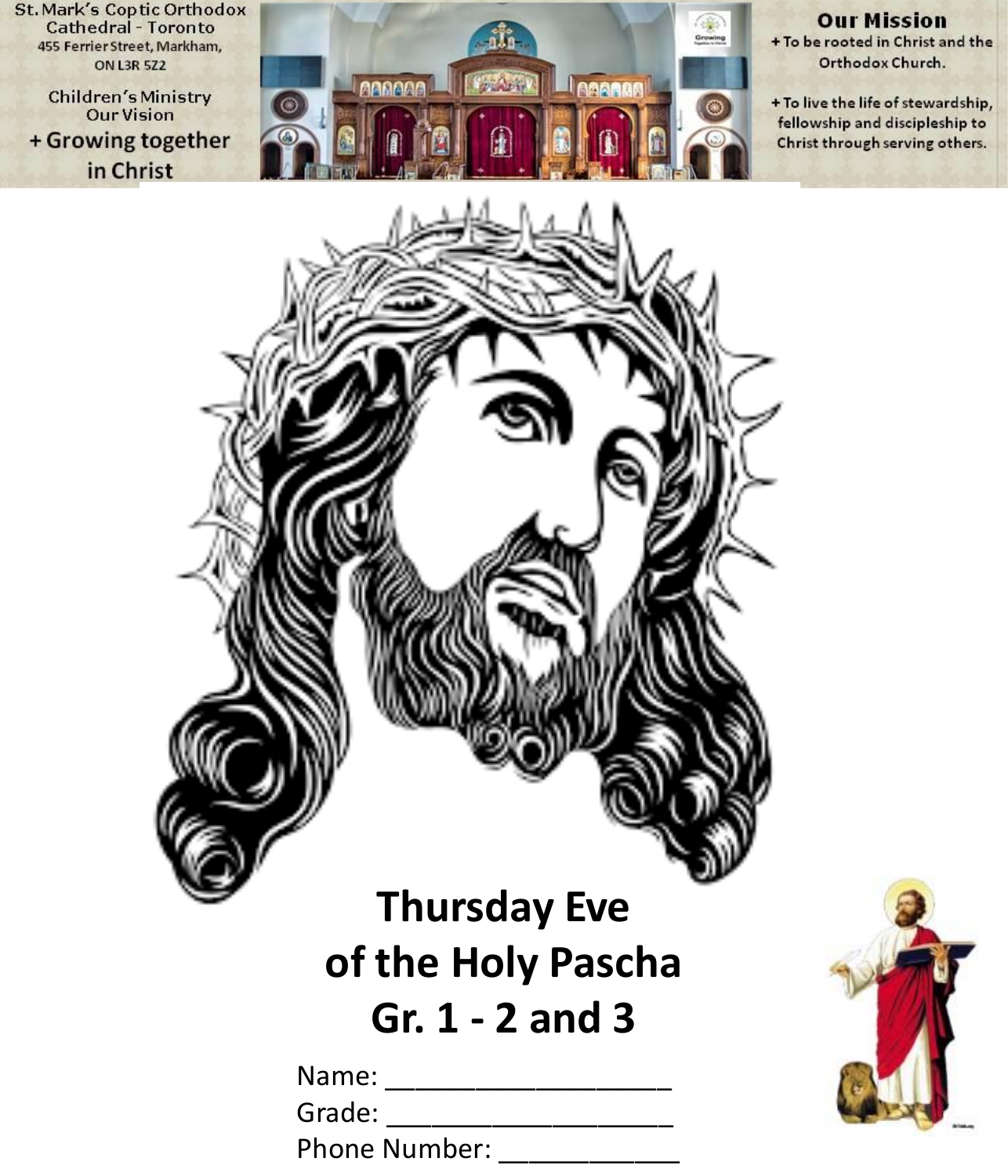St. Mark's Coptic Orthodox Cathedral - Toronto
455 Ferrier Street, Markham, ON L3R 5Z2

Children's Ministry
Our Vision
+ Growing together in Christ

**Our Mission**

+ To be rooted in Christ and the Orthodox Church.

+ To live the life of stewardship, fellowship and discipleship to Christ through serving others.

# Thursday Eve of the Holy Pascha Gr. 1 - 2 and 3

Name: ___________________

Grade: ___________________

Phone Number: ____________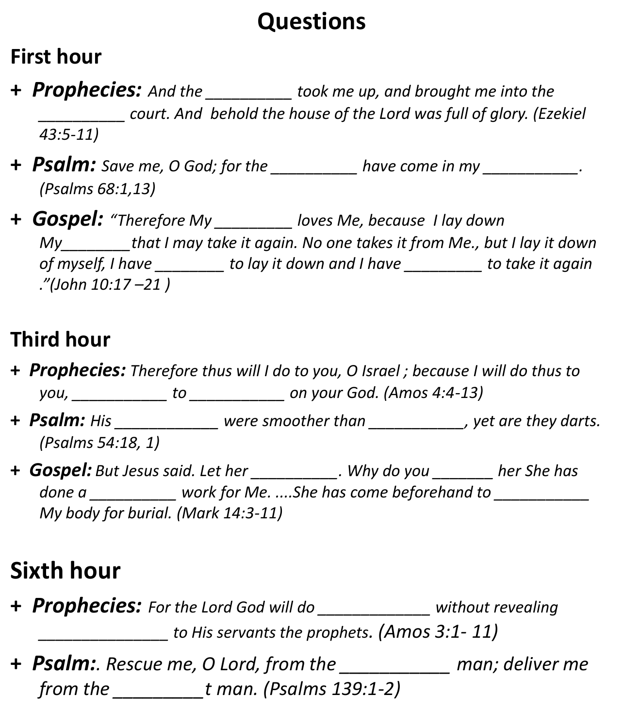# Questions

## First hour

+ ***Prophecies:*** *And the __________ took me up, and brought me into the __________ court. And behold the house of the Lord was full of glory. (Ezekiel 43:5-11)*

+ ***Psalm:*** *Save me, O God; for the __________ have come in my ___________. (Psalms 68:1,13)*

+ ***Gospel:*** *"Therefore My _________ loves Me, because I lay down My________that I may take it again. No one takes it from Me., but I lay it down of myself, I have ________ to lay it down and I have _________ to take it again ."(John 10:17 –21 )*

## Third hour

+ ***Prophecies:*** *Therefore thus will I do to you, O Israel ; because I will do thus to you, ___________ to ___________ on your God. (Amos 4:4-13)*

+ ***Psalm:*** *His ____________ were smoother than ___________, yet are they darts. (Psalms 54:18, 1)*

+ ***Gospel:*** *But Jesus said. Let her __________. Why do you _______ her She has done a __________ work for Me. ....She has come beforehand to ___________ My body for burial. (Mark 14:3-11)*

## Sixth hour

+ ***Prophecies:*** *For the Lord God will do _____________ without revealing _______________ to His servants the prophets. (Amos 3:1- 11)*

+ ***Psalm:*** *. Rescue me, O Lord, from the ___________ man; deliver me from the _________t man. (Psalms 139:1-2)*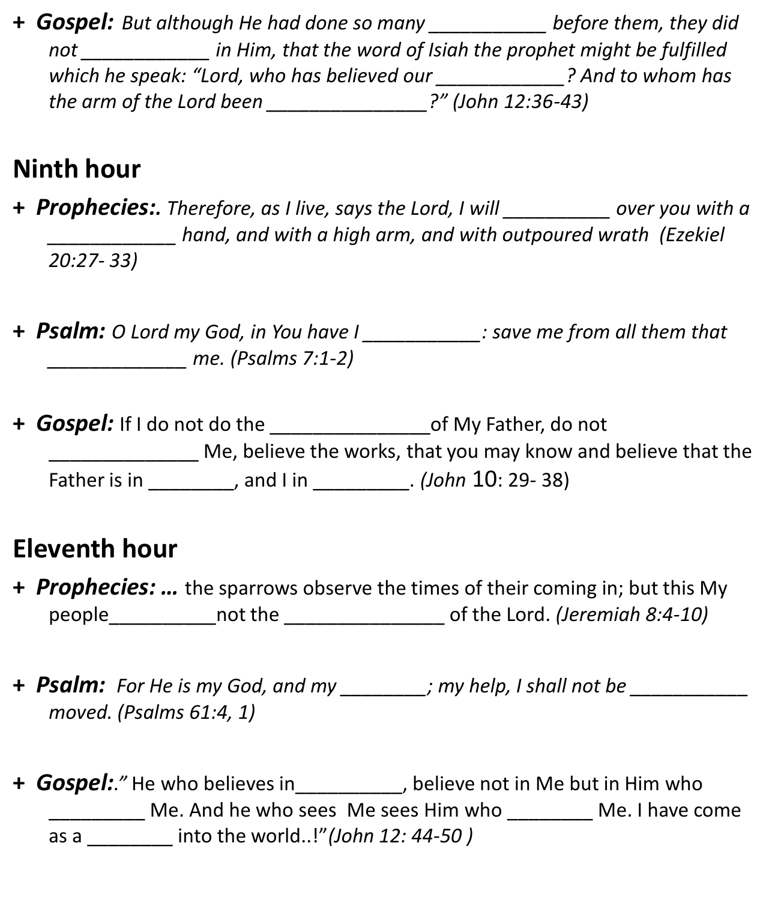+ ***Gospel:*** *But although He had done so many ___________ before them, they did not ____________ in Him, that the word of Isiah the prophet might be fulfilled which he speak: "Lord, who has believed our ____________? And to whom has the arm of the Lord been _______________?" (John 12:36-43)*

## Ninth hour

+ ***Prophecies:****. Therefore, as I live, says the Lord, I will __________ over you with a ____________ hand, and with a high arm, and with outpoured wrath (Ezekiel 20:27- 33)*

+ ***Psalm:*** *O Lord my God, in You have I ___________: save me from all them that _____________ me. (Psalms 7:1-2)*

+ ***Gospel:*** If I do not do the _______________of My Father, do not ______________ Me, believe the works, that you may know and believe that the Father is in ________, and I in _________. *(John* 10: 29- 38)

## Eleventh hour

+ ***Prophecies: …*** the sparrows observe the times of their coming in; but this My people__________not the _______________ of the Lord*. (Jeremiah 8:4-10)*

+ ***Psalm:*** *For He is my God, and my ________; my help, I shall not be ___________ moved. (Psalms 61:4, 1)*

+ ***Gospel:****."* He who believes in__________, believe not in Me but in Him who _________ Me. And he who sees Me sees Him who ________ Me. I have come as a ________ into the world..!"*(John 12: 44-50 )*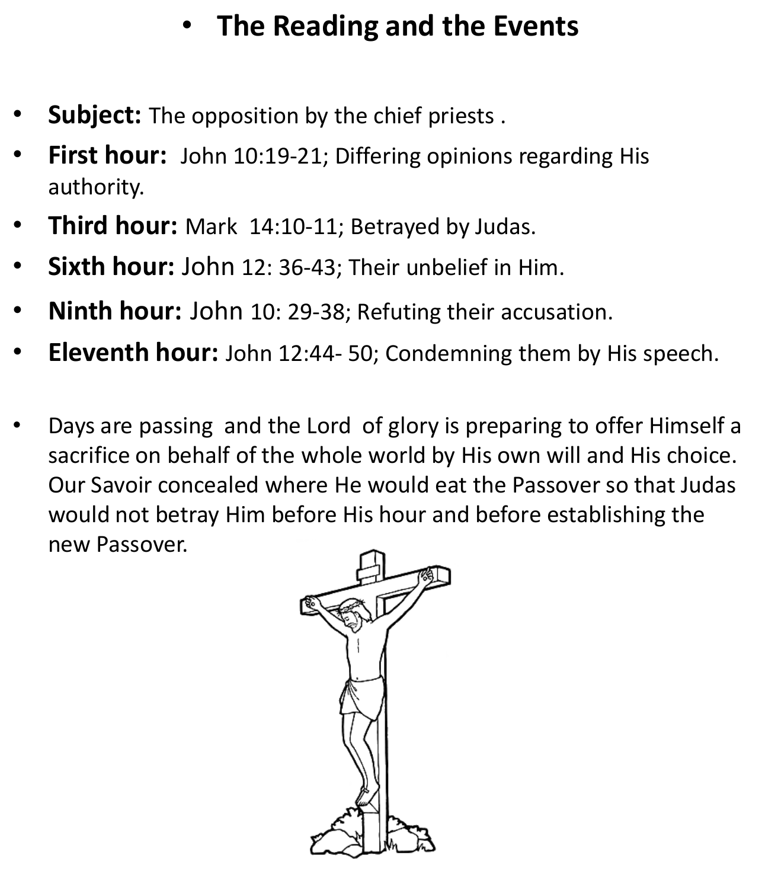# The Reading and the Events

- **Subject:** The opposition by the chief priests .
- **First hour:** John 10:19-21; Differing opinions regarding His authority.
- **Third hour:** Mark 14:10-11; Betrayed by Judas.
- **Sixth hour:** John 12: 36-43; Their unbelief in Him.
- **Ninth hour:** John 10: 29-38; Refuting their accusation.
- **Eleventh hour:** John 12:44- 50; Condemning them by His speech.

- Days are passing and the Lord of glory is preparing to offer Himself a sacrifice on behalf of the whole world by His own will and His choice. Our Savoir concealed where He would eat the Passover so that Judas would not betray Him before His hour and before establishing the new Passover.